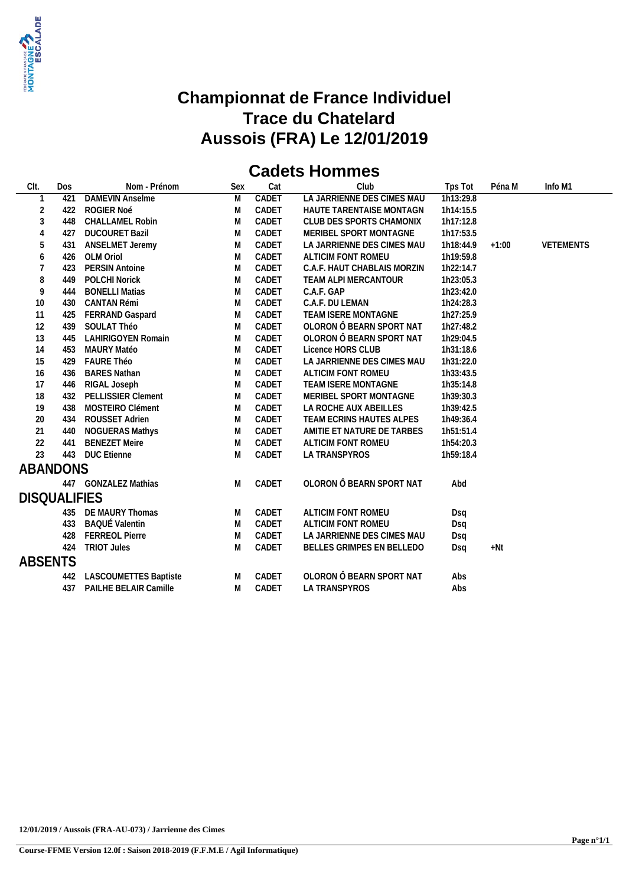# Championnat de France Individuel
# Trace du Chatelard
# Aussois (FRA) Le 12/01/2019

## Cadets Hommes

| Clt. | Dos | Nom - Prénom | Sex | Cat | Club | Tps Tot | Péna M | Info M1 |
|---|---|---|---|---|---|---|---|---|
| 1 | 421 | DAMEVIN Anselme | M | CADET | LA JARRIENNE DES CIMES MAU | 1h13:29.8 | | |
| 2 | 422 | ROGIER Noé | M | CADET | HAUTE TARENTAISE MONTAGN | 1h14:15.5 | | |
| 3 | 448 | CHALLAMEL Robin | M | CADET | CLUB DES SPORTS CHAMONIX | 1h17:12.8 | | |
| 4 | 427 | DUCOURET Bazil | M | CADET | MERIBEL SPORT MONTAGNE | 1h17:53.5 | | |
| 5 | 431 | ANSELMET Jeremy | M | CADET | LA JARRIENNE DES CIMES MAU | 1h18:44.9 | +1:00 | VETEMENTS |
| 6 | 426 | OLM Oriol | M | CADET | ALTICIM FONT ROMEU | 1h19:59.8 | | |
| 7 | 423 | PERSIN Antoine | M | CADET | C.A.F. HAUT CHABLAIS MORZIN | 1h22:14.7 | | |
| 8 | 449 | POLCHI Norick | M | CADET | TEAM ALPI MERCANTOUR | 1h23:05.3 | | |
| 9 | 444 | BONELLI Matias | M | CADET | C.A.F. GAP | 1h23:42.0 | | |
| 10 | 430 | CANTAN Rémi | M | CADET | C.A.F. DU LEMAN | 1h24:28.3 | | |
| 11 | 425 | FERRAND Gaspard | M | CADET | TEAM ISERE MONTAGNE | 1h27:25.9 | | |
| 12 | 439 | SOULAT Théo | M | CADET | OLORON Ô BEARN SPORT NAT | 1h27:48.2 | | |
| 13 | 445 | LAHIRIGOYEN Romain | M | CADET | OLORON Ô BEARN SPORT NAT | 1h29:04.5 | | |
| 14 | 453 | MAURY Matéo | M | CADET | Licence HORS CLUB | 1h31:18.6 | | |
| 15 | 429 | FAURE Théo | M | CADET | LA JARRIENNE DES CIMES MAU | 1h31:22.0 | | |
| 16 | 436 | BARES Nathan | M | CADET | ALTICIM FONT ROMEU | 1h33:43.5 | | |
| 17 | 446 | RIGAL Joseph | M | CADET | TEAM ISERE MONTAGNE | 1h35:14.8 | | |
| 18 | 432 | PELLISSIER Clement | M | CADET | MERIBEL SPORT MONTAGNE | 1h39:30.3 | | |
| 19 | 438 | MOSTEIRO Clément | M | CADET | LA ROCHE AUX ABEILLES | 1h39:42.5 | | |
| 20 | 434 | ROUSSET Adrien | M | CADET | TEAM ECRINS HAUTES ALPES | 1h49:36.4 | | |
| 21 | 440 | NOGUERAS Mathys | M | CADET | AMITIE ET NATURE DE TARBES | 1h51:51.4 | | |
| 22 | 441 | BENEZET Meire | M | CADET | ALTICIM FONT ROMEU | 1h54:20.3 | | |
| 23 | 443 | DUC Etienne | M | CADET | LA TRANSPYROS | 1h59:18.4 | | |
| **ABANDONS** | | | | | | | | |
| | 447 | GONZALEZ Mathias | M | CADET | OLORON Ô BEARN SPORT NAT | Abd | | |
| **DISQUALIFIES** | | | | | | | | |
| | 435 | DE MAURY Thomas | M | CADET | ALTICIM FONT ROMEU | Dsq | | |
| | 433 | BAQUÉ Valentin | M | CADET | ALTICIM FONT ROMEU | Dsq | | |
| | 428 | FERREOL Pierre | M | CADET | LA JARRIENNE DES CIMES MAU | Dsq | | |
| | 424 | TRIOT Jules | M | CADET | BELLES GRIMPES EN BELLEDO | Dsq | +Nt | |
| **ABSENTS** | | | | | | | | |
| | 442 | LASCOUMETTES Baptiste | M | CADET | OLORON Ô BEARN SPORT NAT | Abs | | |
| | 437 | PAILHE BELAIR Camille | M | CADET | LA TRANSPYROS | Abs | | |

12/01/2019 / Aussois (FRA-AU-073) / Jarrienne des Cimes

Course-FFME Version 12.0f : Saison 2018-2019 (F.F.M.E / Agil Informatique)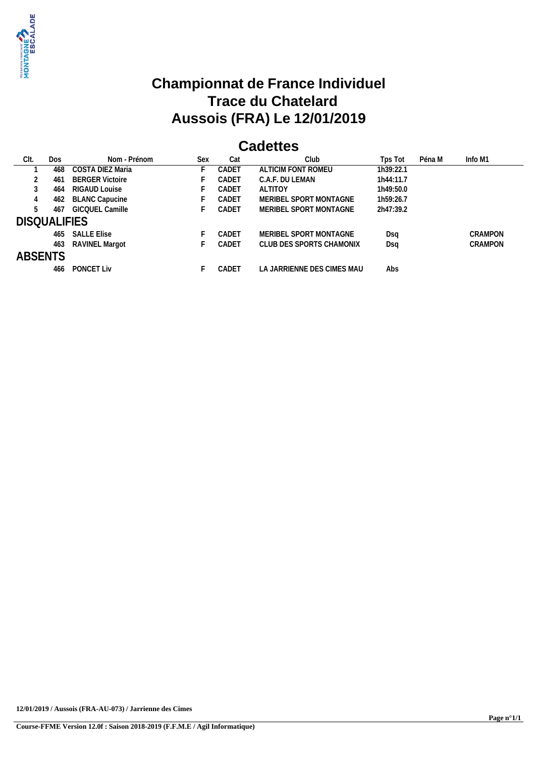# Championnat de France Individuel
# Trace du Chatelard
# Aussois (FRA) Le 12/01/2019

## Cadettes

| Clt. | Dos | Nom - Prénom | Sex | Cat | Club | Tps Tot | Péna M | Info M1 |
|---|---|---|---|---|---|---|---|---|
| 1 | 468 | COSTA DIEZ Maria | F | CADET | ALTICIM FONT ROMEU | 1h39:22.1 | | |
| 2 | 461 | BERGER Victoire | F | CADET | C.A.F. DU LEMAN | 1h44:11.7 | | |
| 3 | 464 | RIGAUD Louise | F | CADET | ALTITOY | 1h49:50.0 | | |
| 4 | 462 | BLANC Capucine | F | CADET | MERIBEL SPORT MONTAGNE | 1h59:26.7 | | |
| 5 | 467 | GICQUEL Camille | F | CADET | MERIBEL SPORT MONTAGNE | 2h47:39.2 | | |
| **DISQUALIFIES** | | | | | | | | |
| | 465 | SALLE Elise | F | CADET | MERIBEL SPORT MONTAGNE | Dsq | | CRAMPON |
| | 463 | RAVINEL Margot | F | CADET | CLUB DES SPORTS CHAMONIX | Dsq | | CRAMPON |
| **ABSENTS** | | | | | | | | |
| | 466 | PONCET Liv | F | CADET | LA JARRIENNE DES CIMES MAU | Abs | | |

**12/01/2019 / Aussois (FRA-AU-073) / Jarrienne des Cimes**

**Course-FFME Version 12.0f : Saison 2018-2019 (F.F.M.E / Agil Informatique)**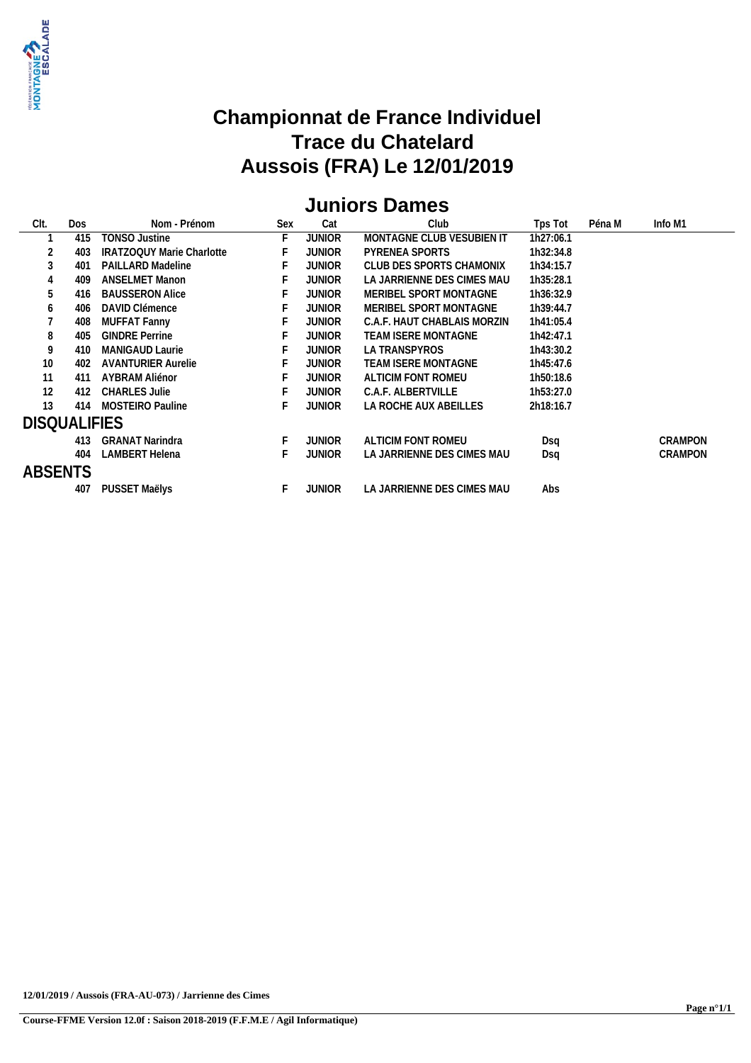# Championnat de France Individuel
# Trace du Chatelard
# Aussois (FRA) Le 12/01/2019

## Juniors Dames

| Clt. | Dos | Nom - Prénom | Sex | Cat | Club | Tps Tot | Péna M | Info M1 |
|---|---|---|---|---|---|---|---|---|
| 1 | 415 | TONSO Justine | F | JUNIOR | MONTAGNE CLUB VESUBIEN IT | 1h27:06.1 | | |
| 2 | 403 | IRATZOQUY Marie Charlotte | F | JUNIOR | PYRENEA SPORTS | 1h32:34.8 | | |
| 3 | 401 | PAILLARD Madeline | F | JUNIOR | CLUB DES SPORTS CHAMONIX | 1h34:15.7 | | |
| 4 | 409 | ANSELMET Manon | F | JUNIOR | LA JARRIENNE DES CIMES MAU | 1h35:28.1 | | |
| 5 | 416 | BAUSSERON Alice | F | JUNIOR | MERIBEL SPORT MONTAGNE | 1h36:32.9 | | |
| 6 | 406 | DAVID Clémence | F | JUNIOR | MERIBEL SPORT MONTAGNE | 1h39:44.7 | | |
| 7 | 408 | MUFFAT Fanny | F | JUNIOR | C.A.F. HAUT CHABLAIS MORZIN | 1h41:05.4 | | |
| 8 | 405 | GINDRE Perrine | F | JUNIOR | TEAM ISERE MONTAGNE | 1h42:47.1 | | |
| 9 | 410 | MANIGAUD Laurie | F | JUNIOR | LA TRANSPYROS | 1h43:30.2 | | |
| 10 | 402 | AVANTURIER Aurelie | F | JUNIOR | TEAM ISERE MONTAGNE | 1h45:47.6 | | |
| 11 | 411 | AYBRAM Aliénor | F | JUNIOR | ALTICIM FONT ROMEU | 1h50:18.6 | | |
| 12 | 412 | CHARLES Julie | F | JUNIOR | C.A.F. ALBERTVILLE | 1h53:27.0 | | |
| 13 | 414 | MOSTEIRO Pauline | F | JUNIOR | LA ROCHE AUX ABEILLES | 2h18:16.7 | | |
| **DISQUALIFIES** | | | | | | | | |
| | 413 | GRANAT Narindra | F | JUNIOR | ALTICIM FONT ROMEU | Dsq | | CRAMPON |
| | 404 | LAMBERT Helena | F | JUNIOR | LA JARRIENNE DES CIMES MAU | Dsq | | CRAMPON |
| **ABSENTS** | | | | | | | | |
| | 407 | PUSSET Maëlys | F | JUNIOR | LA JARRIENNE DES CIMES MAU | Abs | | |

12/01/2019 / Aussois (FRA-AU-073) / Jarrienne des Cimes

Course-FFME Version 12.0f : Saison 2018-2019 (F.F.M.E / Agil Informatique)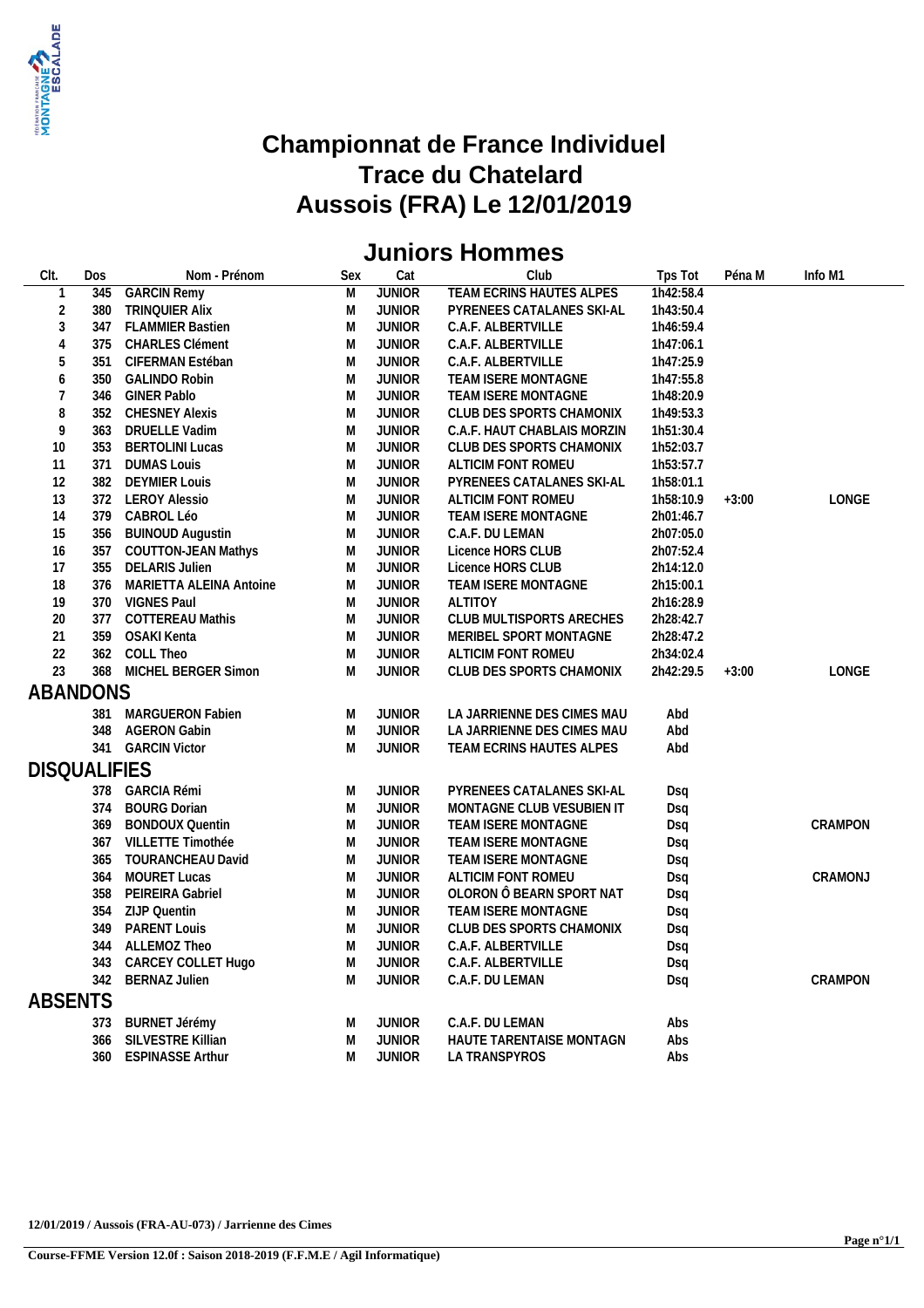# Championnat de France Individuel
# Trace du Chatelard
# Aussois (FRA) Le 12/01/2019

## Juniors Hommes

| Clt. | Dos | Nom - Prénom | Sex | Cat | Club | Tps Tot | Péna M | Info M1 |
|---|---|---|---|---|---|---|---|---|
| 1 | 345 | GARCIN Remy | M | JUNIOR | TEAM ECRINS HAUTES ALPES | 1h42:58.4 | | |
| 2 | 380 | TRINQUIER Alix | M | JUNIOR | PYRENEES CATALANES SKI-AL | 1h43:50.4 | | |
| 3 | 347 | FLAMMIER Bastien | M | JUNIOR | C.A.F. ALBERTVILLE | 1h46:59.4 | | |
| 4 | 375 | CHARLES Clément | M | JUNIOR | C.A.F. ALBERTVILLE | 1h47:06.1 | | |
| 5 | 351 | CIFERMAN Estéban | M | JUNIOR | C.A.F. ALBERTVILLE | 1h47:25.9 | | |
| 6 | 350 | GALINDO Robin | M | JUNIOR | TEAM ISERE MONTAGNE | 1h47:55.8 | | |
| 7 | 346 | GINER Pablo | M | JUNIOR | TEAM ISERE MONTAGNE | 1h48:20.9 | | |
| 8 | 352 | CHESNEY Alexis | M | JUNIOR | CLUB DES SPORTS CHAMONIX | 1h49:53.3 | | |
| 9 | 363 | DRUELLE Vadim | M | JUNIOR | C.A.F. HAUT CHABLAIS MORZIN | 1h51:30.4 | | |
| 10 | 353 | BERTOLINI Lucas | M | JUNIOR | CLUB DES SPORTS CHAMONIX | 1h52:03.7 | | |
| 11 | 371 | DUMAS Louis | M | JUNIOR | ALTICIM FONT ROMEU | 1h53:57.7 | | |
| 12 | 382 | DEYMIER Louis | M | JUNIOR | PYRENEES CATALANES SKI-AL | 1h58:01.1 | | |
| 13 | 372 | LEROY Alessio | M | JUNIOR | ALTICIM FONT ROMEU | 1h58:10.9 | +3:00 | LONGE |
| 14 | 379 | CABROL Léo | M | JUNIOR | TEAM ISERE MONTAGNE | 2h01:46.7 | | |
| 15 | 356 | BUINOUD Augustin | M | JUNIOR | C.A.F. DU LEMAN | 2h07:05.0 | | |
| 16 | 357 | COUTTON-JEAN Mathys | M | JUNIOR | Licence HORS CLUB | 2h07:52.4 | | |
| 17 | 355 | DELARIS Julien | M | JUNIOR | Licence HORS CLUB | 2h14:12.0 | | |
| 18 | 376 | MARIETTA ALEINA Antoine | M | JUNIOR | TEAM ISERE MONTAGNE | 2h15:00.1 | | |
| 19 | 370 | VIGNES Paul | M | JUNIOR | ALTITOY | 2h16:28.9 | | |
| 20 | 377 | COTTEREAU Mathis | M | JUNIOR | CLUB MULTISPORTS ARECHES | 2h28:42.7 | | |
| 21 | 359 | OSAKI Kenta | M | JUNIOR | MERIBEL SPORT MONTAGNE | 2h28:47.2 | | |
| 22 | 362 | COLL Theo | M | JUNIOR | ALTICIM FONT ROMEU | 2h34:02.4 | | |
| 23 | 368 | MICHEL BERGER Simon | M | JUNIOR | CLUB DES SPORTS CHAMONIX | 2h42:29.5 | +3:00 | LONGE |

### ABANDONS

| Clt. | Dos | Nom - Prénom | Sex | Cat | Club | Tps Tot | Péna M | Info M1 |
|---|---|---|---|---|---|---|---|---|
| | 381 | MARGUERON Fabien | M | JUNIOR | LA JARRIENNE DES CIMES MAU | Abd | | |
| | 348 | AGERON Gabin | M | JUNIOR | LA JARRIENNE DES CIMES MAU | Abd | | |
| | 341 | GARCIN Victor | M | JUNIOR | TEAM ECRINS HAUTES ALPES | Abd | | |

### DISQUALIFIES

| Clt. | Dos | Nom - Prénom | Sex | Cat | Club | Tps Tot | Péna M | Info M1 |
|---|---|---|---|---|---|---|---|---|
| | 378 | GARCIA Rémi | M | JUNIOR | PYRENEES CATALANES SKI-AL | Dsq | | |
| | 374 | BOURG Dorian | M | JUNIOR | MONTAGNE CLUB VESUBIEN IT | Dsq | | |
| | 369 | BONDOUX Quentin | M | JUNIOR | TEAM ISERE MONTAGNE | Dsq | | CRAMPON |
| | 367 | VILLETTE Timothée | M | JUNIOR | TEAM ISERE MONTAGNE | Dsq | | |
| | 365 | TOURANCHEAU David | M | JUNIOR | TEAM ISERE MONTAGNE | Dsq | | |
| | 364 | MOURET Lucas | M | JUNIOR | ALTICIM FONT ROMEU | Dsq | | CRAMONJ |
| | 358 | PEIREIRA Gabriel | M | JUNIOR | OLORON Ô BEARN SPORT NAT | Dsq | | |
| | 354 | ZIJP Quentin | M | JUNIOR | TEAM ISERE MONTAGNE | Dsq | | |
| | 349 | PARENT Louis | M | JUNIOR | CLUB DES SPORTS CHAMONIX | Dsq | | |
| | 344 | ALLEMOZ Theo | M | JUNIOR | C.A.F. ALBERTVILLE | Dsq | | |
| | 343 | CARCEY COLLET Hugo | M | JUNIOR | C.A.F. ALBERTVILLE | Dsq | | |
| | 342 | BERNAZ Julien | M | JUNIOR | C.A.F. DU LEMAN | Dsq | | CRAMPON |

### ABSENTS

| Clt. | Dos | Nom - Prénom | Sex | Cat | Club | Tps Tot | Péna M | Info M1 |
|---|---|---|---|---|---|---|---|---|
| | 373 | BURNET Jérémy | M | JUNIOR | C.A.F. DU LEMAN | Abs | | |
| | 366 | SILVESTRE Killian | M | JUNIOR | HAUTE TARENTAISE MONTAGN | Abs | | |
| | 360 | ESPINASSE Arthur | M | JUNIOR | LA TRANSPYROS | Abs | | |

**12/01/2019 / Aussois (FRA-AU-073) / Jarrienne des Cimes**

**Course-FFME Version 12.0f : Saison 2018-2019 (F.F.M.E / Agil Informatique)**